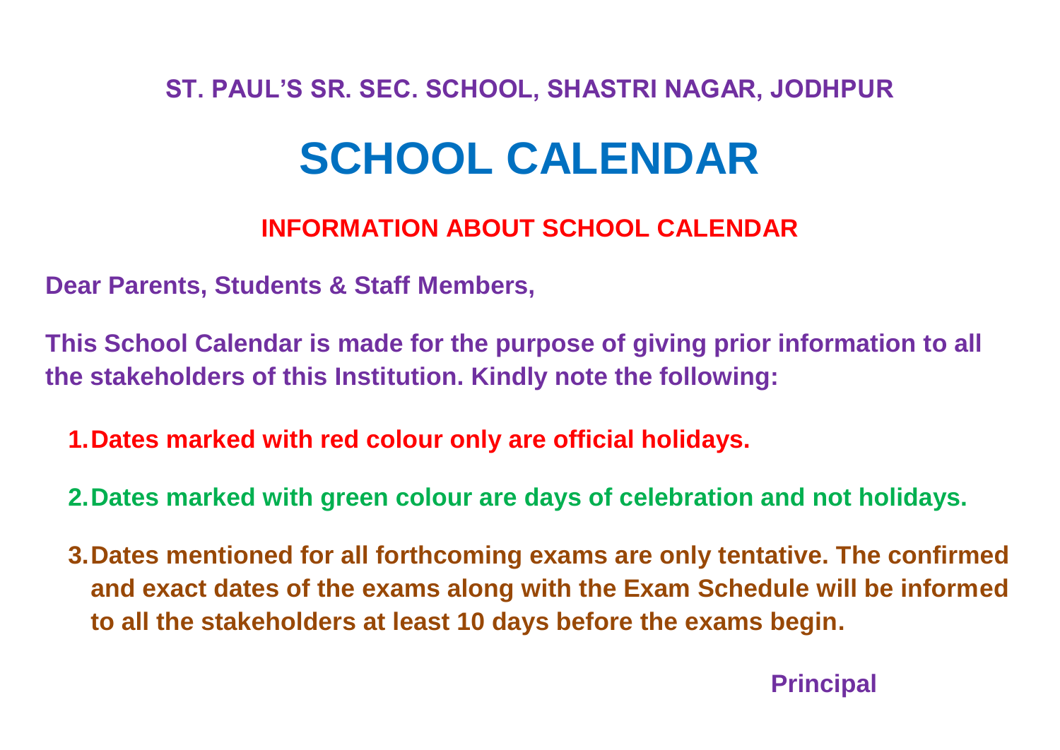### ST. PAUL'S SR. SEC. SCHOOL, SHASTRI NAGAR, JODHPUR

# SCHOOL CALENDAR

## INFORMATION ABOUT SCHOOL CALENDAR

**Dear Parents, Students & Staff Members,**

**This School Calendar is made for the purpose of giving prior information to all the stakeholders of this Institution. Kindly note the following:**

1. **Dates marked with red colour only are official holidays.**
2. **Dates marked with green colour are days of celebration and not holidays.**
3. **Dates mentioned for all forthcoming exams are only tentative. The confirmed and exact dates of the exams along with the Exam Schedule will be informed to all the stakeholders at least 10 days before the exams begin.**

**Principal**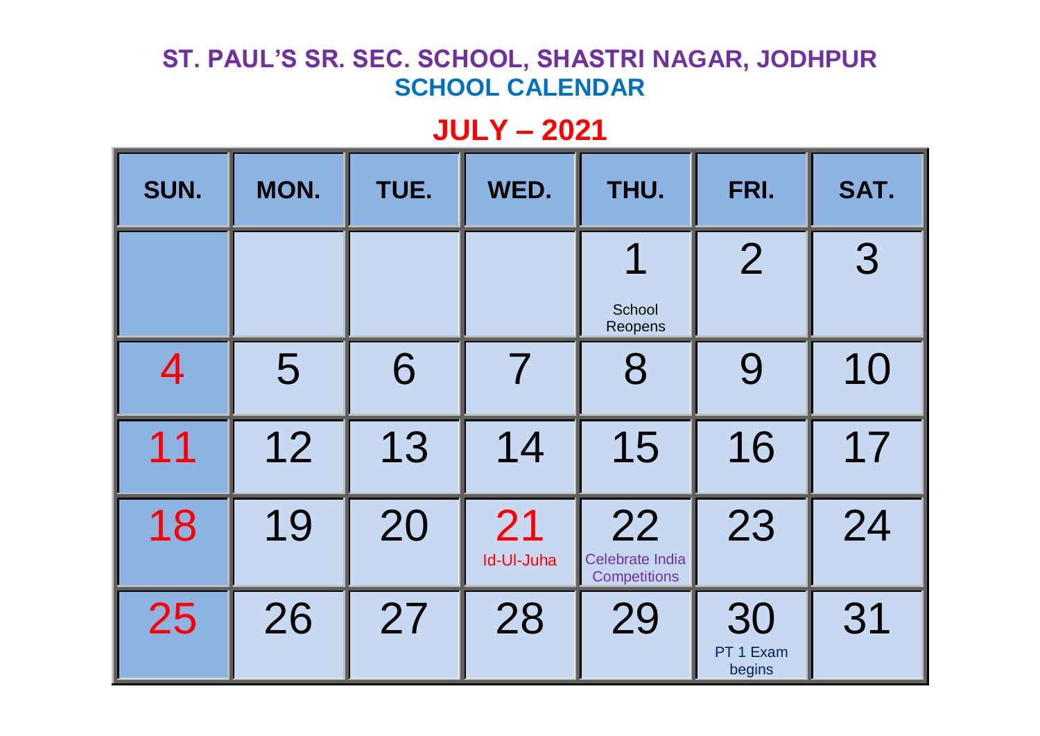# ST. PAUL'S SR. SEC. SCHOOL, SHASTRI NAGAR, JODHPUR

## SCHOOL CALENDAR

## JULY – 2021

| SUN. | MON. | TUE. | WED. | THU. | FRI. | SAT. |
|---|---|---|---|---|---|---|
| | | | | 1 School Reopens | 2 | 3 |
| 4 | 5 | 6 | 7 | 8 | 9 | 10 |
| 11 | 12 | 13 | 14 | 15 | 16 | 17 |
| 18 | 19 | 20 | 21 Id-Ul-Juha | 22 Celebrate India Competitions | 23 | 24 |
| 25 | 26 | 27 | 28 | 29 | 30 PT 1 Exam begins | 31 |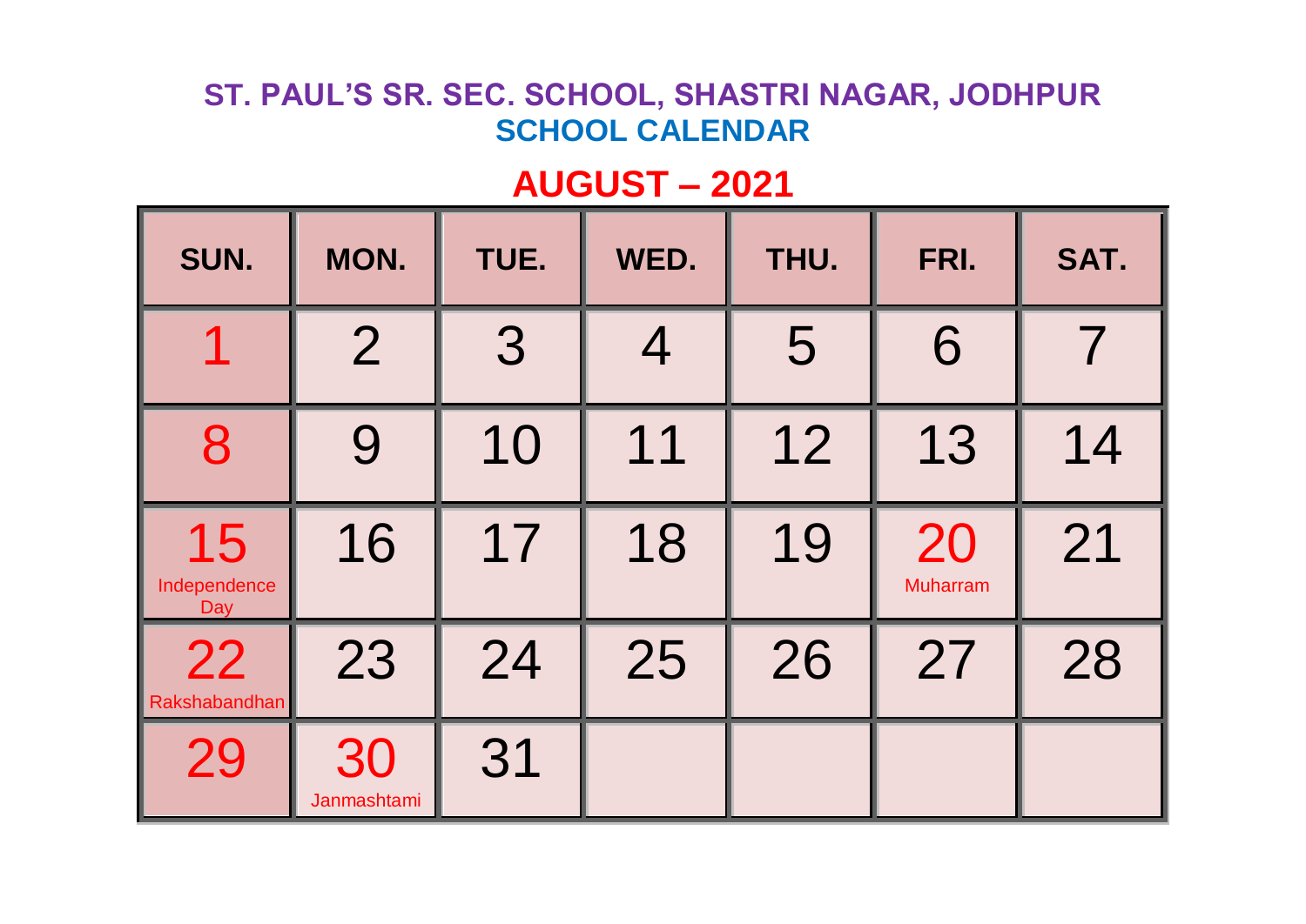# ST. PAUL'S SR. SEC. SCHOOL, SHASTRI NAGAR, JODHPUR

## SCHOOL CALENDAR

## AUGUST – 2021

| SUN. | MON. | TUE. | WED. | THU. | FRI. | SAT. |
|---|---|---|---|---|---|---|
| 1 | 2 | 3 | 4 | 5 | 6 | 7 |
| 8 | 9 | 10 | 11 | 12 | 13 | 14 |
| 15 Independence Day | 16 | 17 | 18 | 19 | 20 Muharram | 21 |
| 22 Rakshabandhan | 23 | 24 | 25 | 26 | 27 | 28 |
| 29 | 30 Janmashtami | 31 | | | | |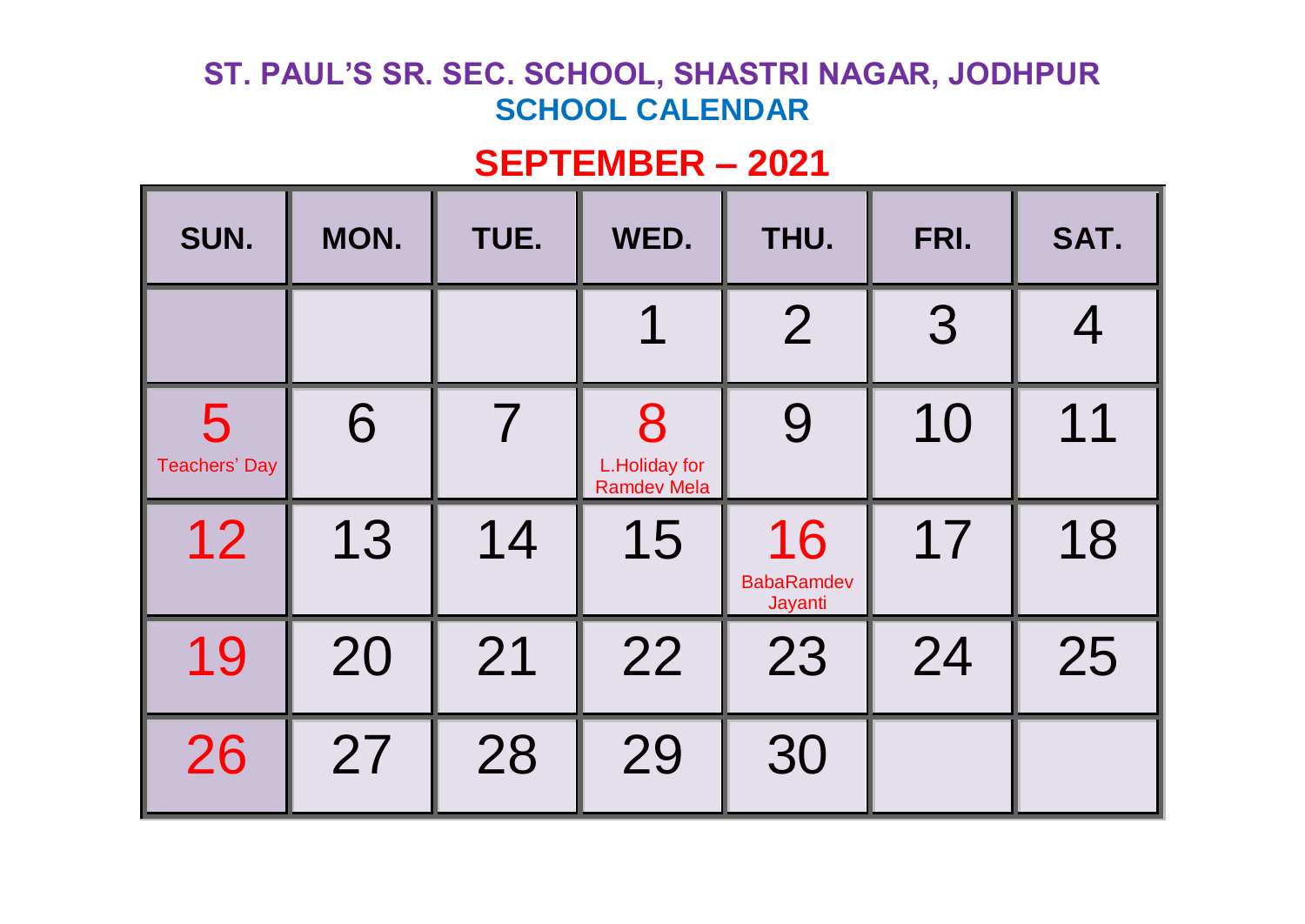# ST. PAUL'S SR. SEC. SCHOOL, SHASTRI NAGAR, JODHPUR

## SCHOOL CALENDAR

## SEPTEMBER – 2021

| SUN. | MON. | TUE. | WED. | THU. | FRI. | SAT. |
|---|---|---|---|---|---|---|
| | | | 1 | 2 | 3 | 4 |
| 5 Teachers' Day | 6 | 7 | 8 L.Holiday for Ramdev Mela | 9 | 10 | 11 |
| 12 | 13 | 14 | 15 | 16 BabaRamdev Jayanti | 17 | 18 |
| 19 | 20 | 21 | 22 | 23 | 24 | 25 |
| 26 | 27 | 28 | 29 | 30 | | |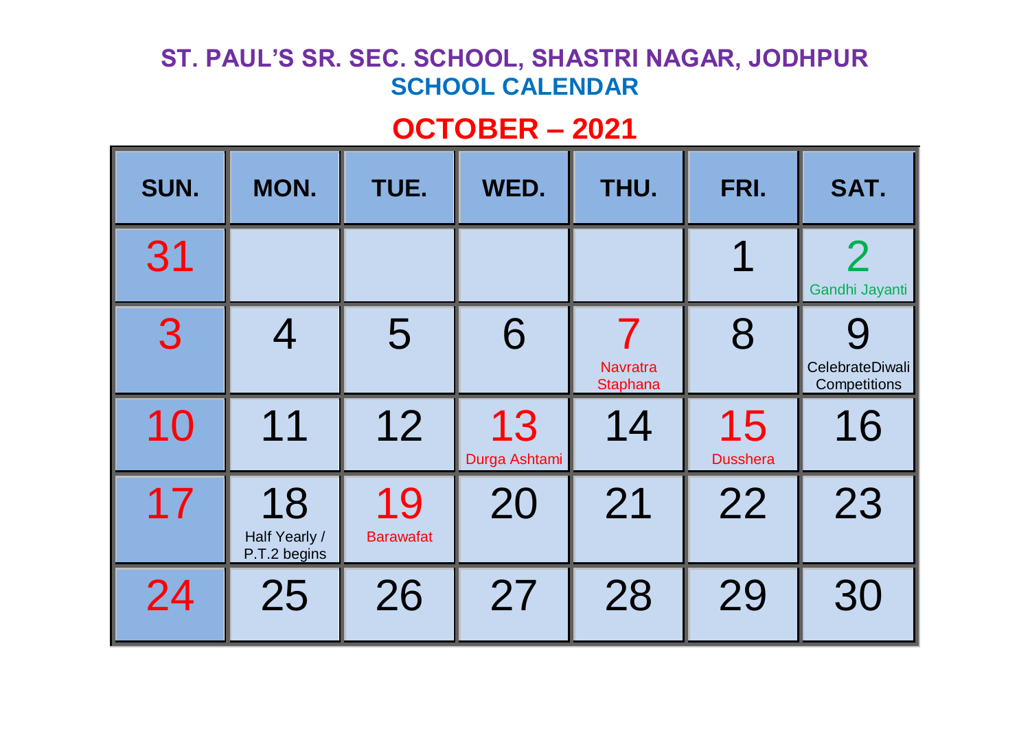# ST. PAUL'S SR. SEC. SCHOOL, SHASTRI NAGAR, JODHPUR

## SCHOOL CALENDAR

## OCTOBER – 2021

| SUN. | MON. | TUE. | WED. | THU. | FRI. | SAT. |
|---|---|---|---|---|---|---|
| 31 | | | | | 1 | 2 Gandhi Jayanti |
| 3 | 4 | 5 | 6 | 7 Navratra Staphana | 8 | 9 CelebrateDiwali Competitions |
| 10 | 11 | 12 | 13 Durga Ashtami | 14 | 15 Dusshera | 16 |
| 17 | 18 Half Yearly / P.T.2 begins | 19 Barawafat | 20 | 21 | 22 | 23 |
| 24 | 25 | 26 | 27 | 28 | 29 | 30 |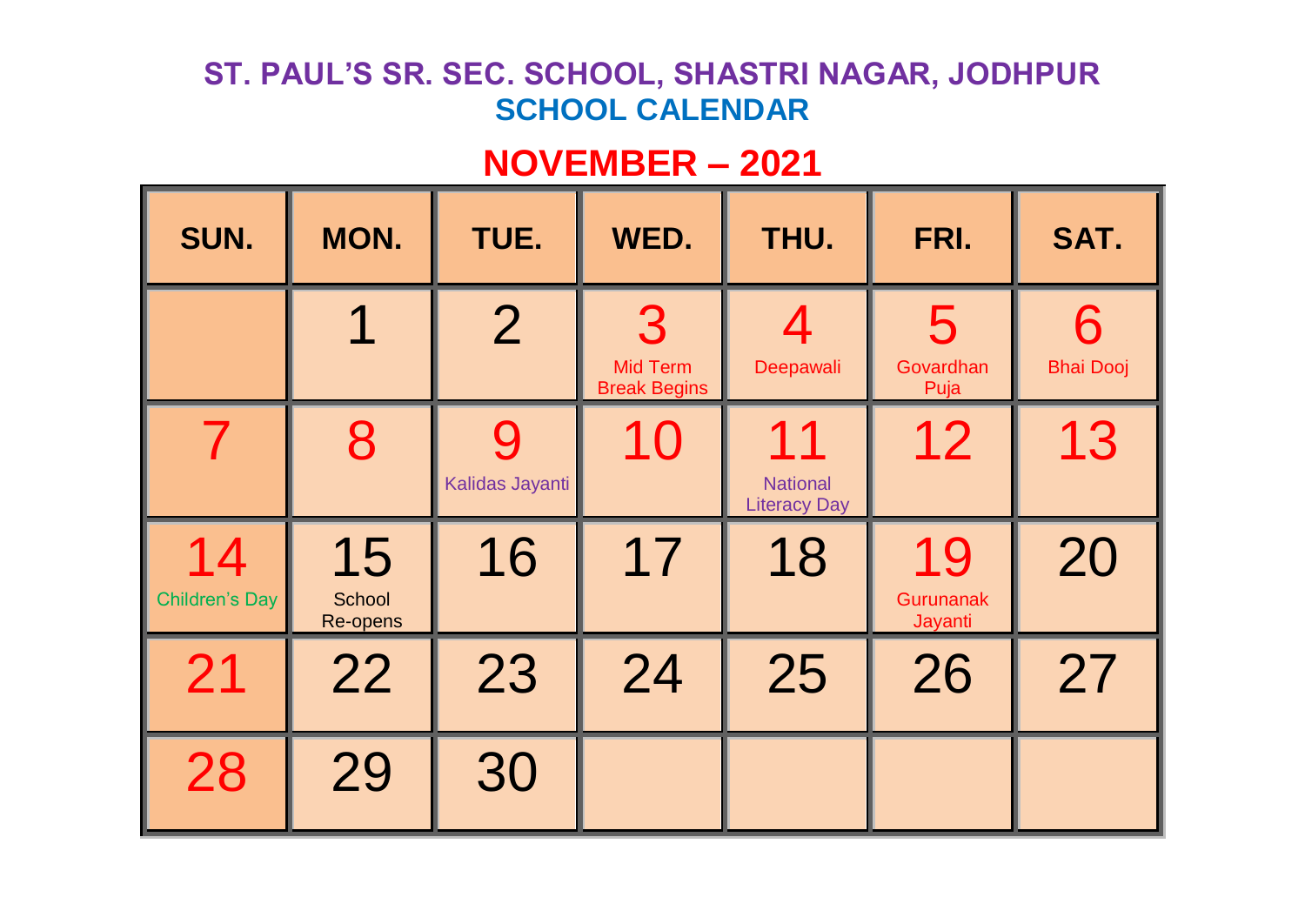# ST. PAUL'S SR. SEC. SCHOOL, SHASTRI NAGAR, JODHPUR

## SCHOOL CALENDAR

## NOVEMBER – 2021

| SUN. | MON. | TUE. | WED. | THU. | FRI. | SAT. |
|---|---|---|---|---|---|---|
| | 1 | 2 | 3 Mid Term Break Begins | 4 Deepawali | 5 Govardhan Puja | 6 Bhai Dooj |
| 7 | 8 | 9 Kalidas Jayanti | 10 | 11 National Literacy Day | 12 | 13 |
| 14 Children's Day | 15 School Re-opens | 16 | 17 | 18 | 19 Gurunanak Jayanti | 20 |
| 21 | 22 | 23 | 24 | 25 | 26 | 27 |
| 28 | 29 | 30 | | | | |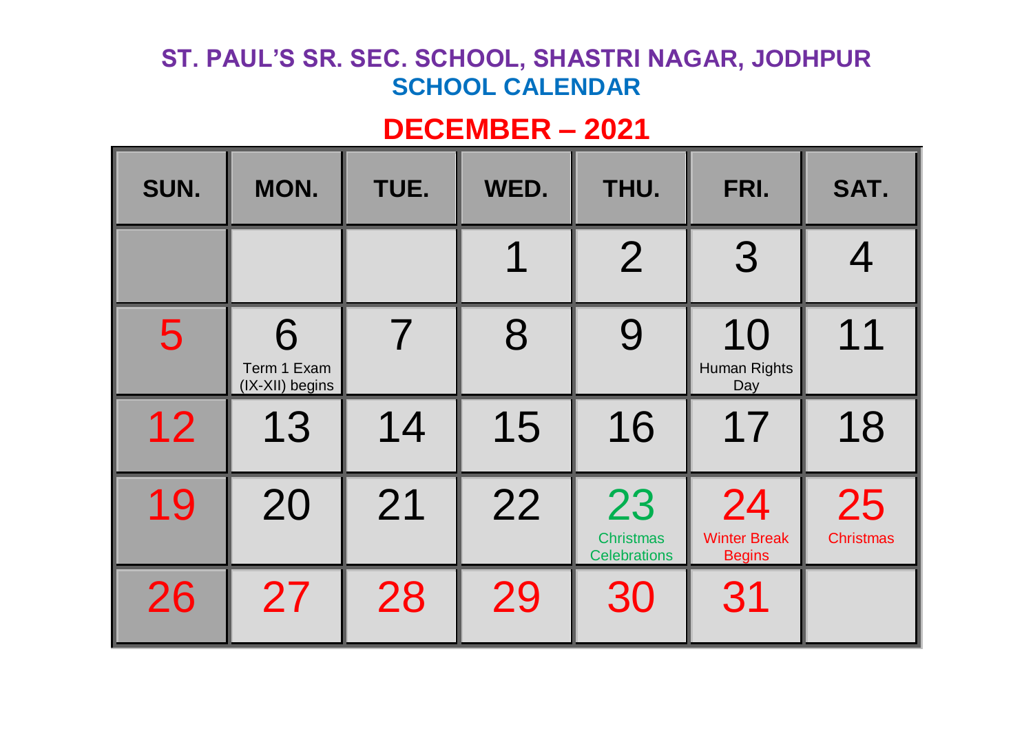# ST. PAUL'S SR. SEC. SCHOOL, SHASTRI NAGAR, JODHPUR

## SCHOOL CALENDAR

## DECEMBER – 2021

| SUN. | MON. | TUE. | WED. | THU. | FRI. | SAT. |
|---|---|---|---|---|---|---|
| | | | 1 | 2 | 3 | 4 |
| 5 | 6 Term 1 Exam (IX-XII) begins | 7 | 8 | 9 | 10 Human Rights Day | 11 |
| 12 | 13 | 14 | 15 | 16 | 17 | 18 |
| 19 | 20 | 21 | 22 | 23 Christmas Celebrations | 24 Winter Break Begins | 25 Christmas |
| 26 | 27 | 28 | 29 | 30 | 31 | |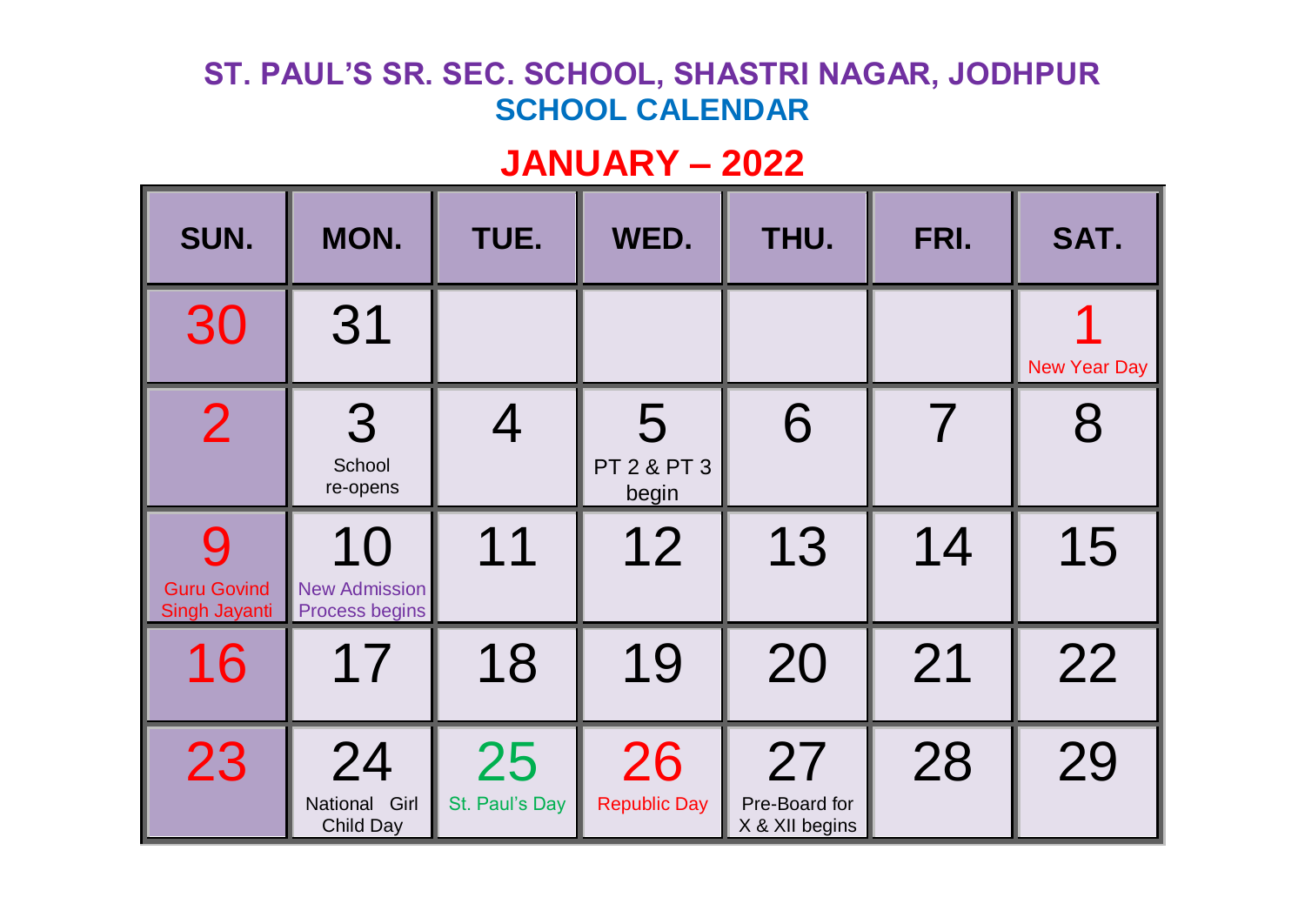# ST. PAUL'S SR. SEC. SCHOOL, SHASTRI NAGAR, JODHPUR

## SCHOOL CALENDAR

## JANUARY – 2022

| SUN. | MON. | TUE. | WED. | THU. | FRI. | SAT. |
|---|---|---|---|---|---|---|
| 30 | 31 | | | | | 1 New Year Day |
| 2 | 3 School re-opens | 4 | 5 PT 2 & PT 3 begin | 6 | 7 | 8 |
| 9 Guru Govind Singh Jayanti | 10 New Admission Process begins | 11 | 12 | 13 | 14 | 15 |
| 16 | 17 | 18 | 19 | 20 | 21 | 22 |
| 23 | 24 National Girl Child Day | 25 St. Paul's Day | 26 Republic Day | 27 Pre-Board for X & XII begins | 28 | 29 |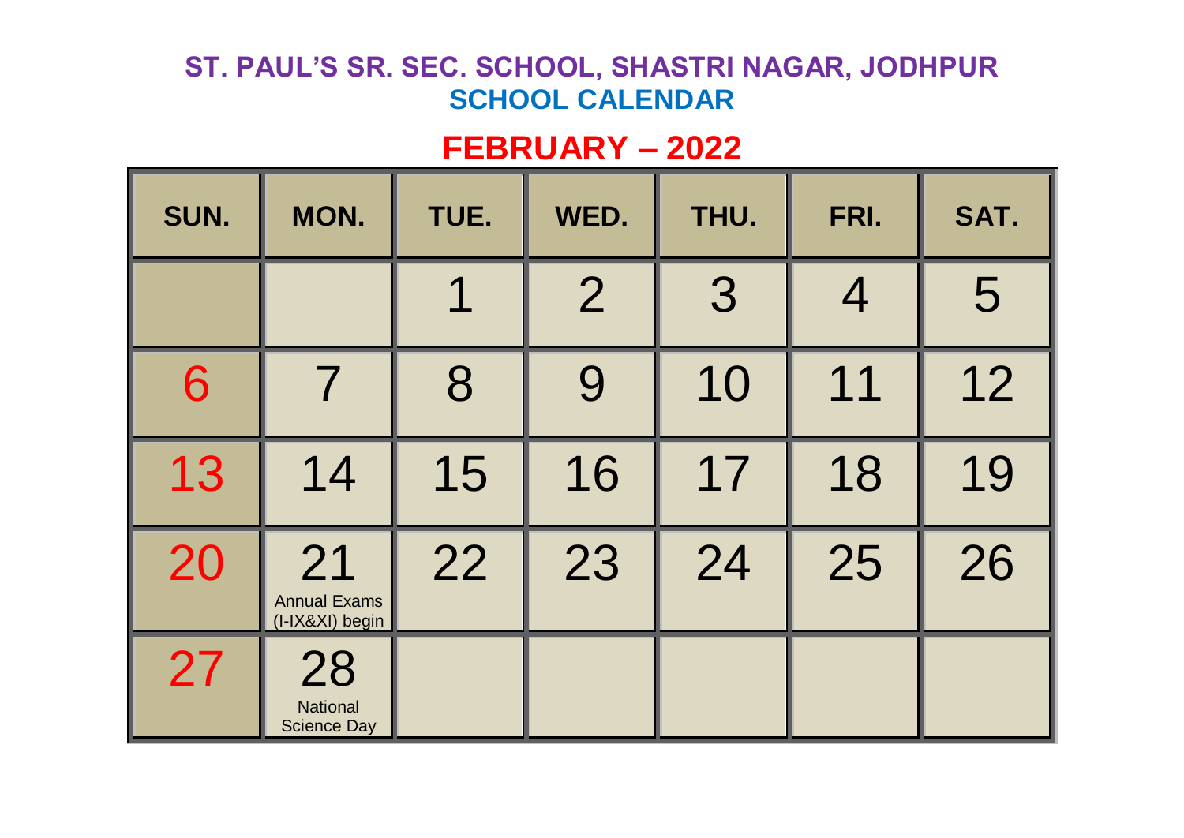## ST. PAUL'S SR. SEC. SCHOOL, SHASTRI NAGAR, JODHPUR
## SCHOOL CALENDAR

# FEBRUARY – 2022

| SUN. | MON. | TUE. | WED. | THU. | FRI. | SAT. |
|---|---|---|---|---|---|---|
| | | 1 | 2 | 3 | 4 | 5 |
| 6 | 7 | 8 | 9 | 10 | 11 | 12 |
| 13 | 14 | 15 | 16 | 17 | 18 | 19 |
| 20 | 21 Annual Exams (I-IX&XI) begin | 22 | 23 | 24 | 25 | 26 |
| 27 | 28 National Science Day | | | | | |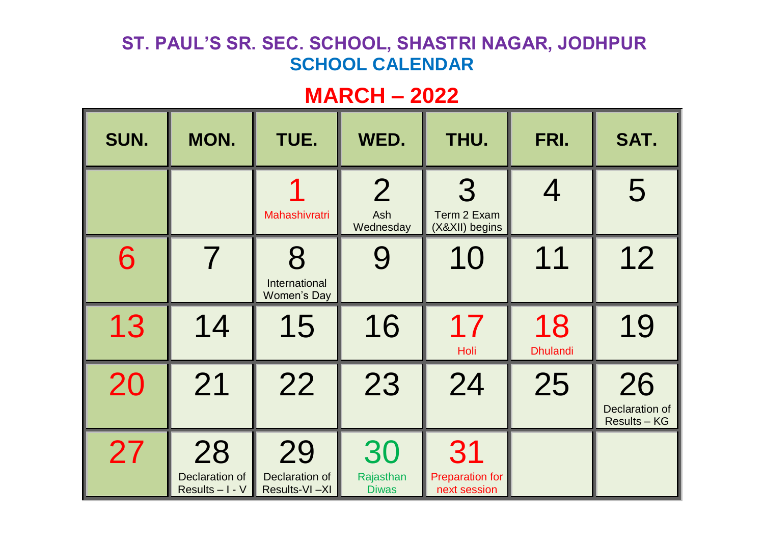# ST. PAUL'S SR. SEC. SCHOOL, SHASTRI NAGAR, JODHPUR

## SCHOOL CALENDAR

## MARCH – 2022

| SUN. | MON. | TUE. | WED. | THU. | FRI. | SAT. |
|---|---|---|---|---|---|---|
| | | 1 Mahashivratri | 2 Ash Wednesday | 3 Term 2 Exam (X&XII) begins | 4 | 5 |
| 6 | 7 | 8 International Women's Day | 9 | 10 | 11 | 12 |
| 13 | 14 | 15 | 16 | 17 Holi | 18 Dhulandi | 19 |
| 20 | 21 | 22 | 23 | 24 | 25 | 26 Declaration of Results – KG |
| 27 | 28 Declaration of Results – I - V | 29 Declaration of Results-VI –XI | 30 Rajasthan Diwas | 31 Preparation for next session | | |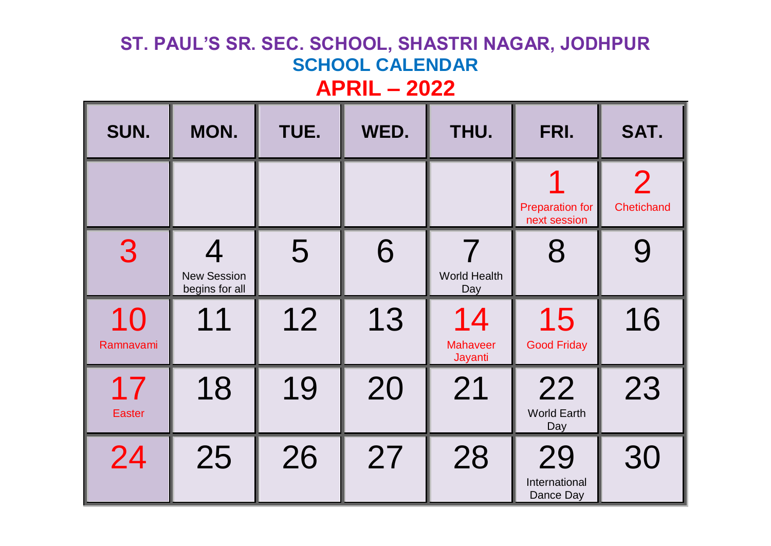# ST. PAUL'S SR. SEC. SCHOOL, SHASTRI NAGAR, JODHPUR

## SCHOOL CALENDAR

## APRIL – 2022

| SUN. | MON. | TUE. | WED. | THU. | FRI. | SAT. |
|---|---|---|---|---|---|---|
| | | | | | 1 Preparation for next session | 2 Chetichand |
| 3 | 4 New Session begins for all | 5 | 6 | 7 World Health Day | 8 | 9 |
| 10 Ramnavami | 11 | 12 | 13 | 14 Mahaveer Jayanti | 15 Good Friday | 16 |
| 17 Easter | 18 | 19 | 20 | 21 | 22 World Earth Day | 23 |
| 24 | 25 | 26 | 27 | 28 | 29 International Dance Day | 30 |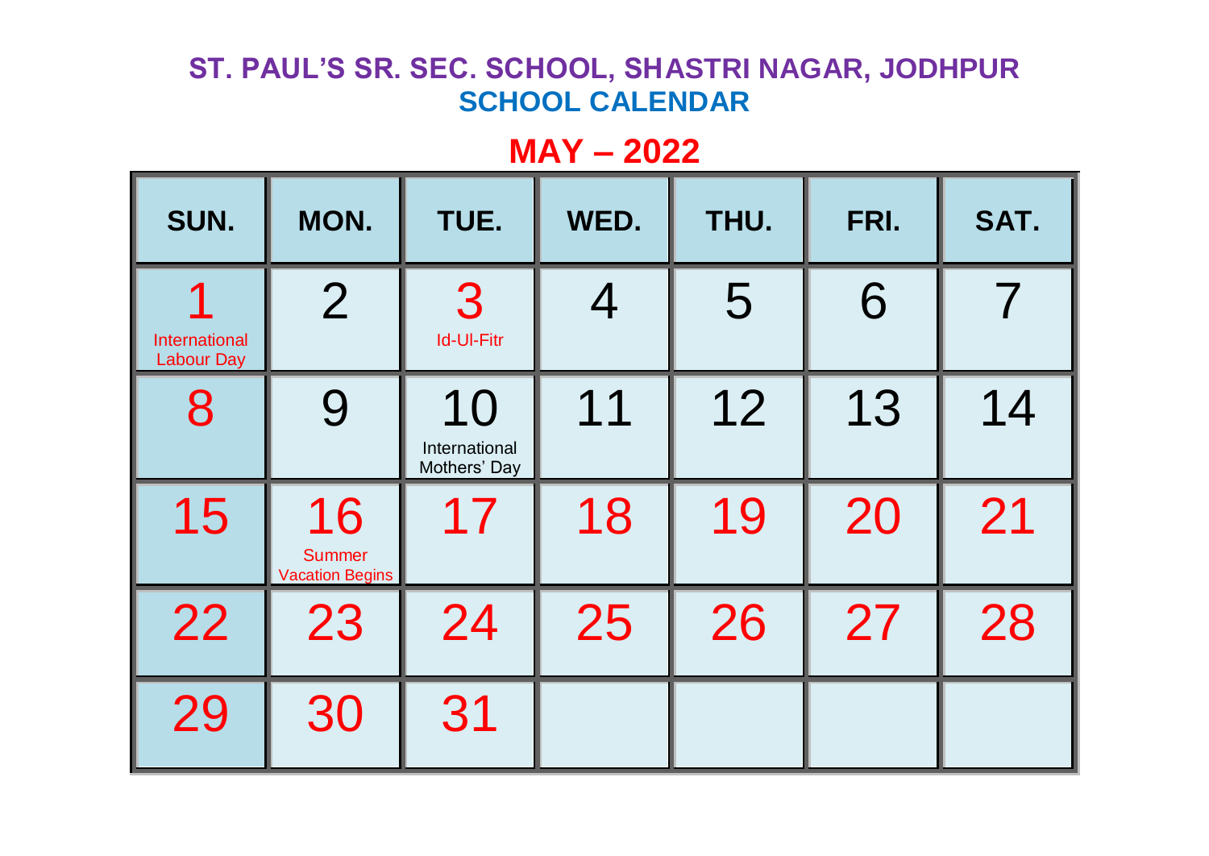# ST. PAUL'S SR. SEC. SCHOOL, SHASTRI NAGAR, JODHPUR

## SCHOOL CALENDAR

## MAY – 2022

| SUN. | MON. | TUE. | WED. | THU. | FRI. | SAT. |
|---|---|---|---|---|---|---|
| 1 International Labour Day | 2 | 3 Id-Ul-Fitr | 4 | 5 | 6 | 7 |
| 8 | 9 | 10 International Mothers' Day | 11 | 12 | 13 | 14 |
| 15 | 16 Summer Vacation Begins | 17 | 18 | 19 | 20 | 21 |
| 22 | 23 | 24 | 25 | 26 | 27 | 28 |
| 29 | 30 | 31 | | | | |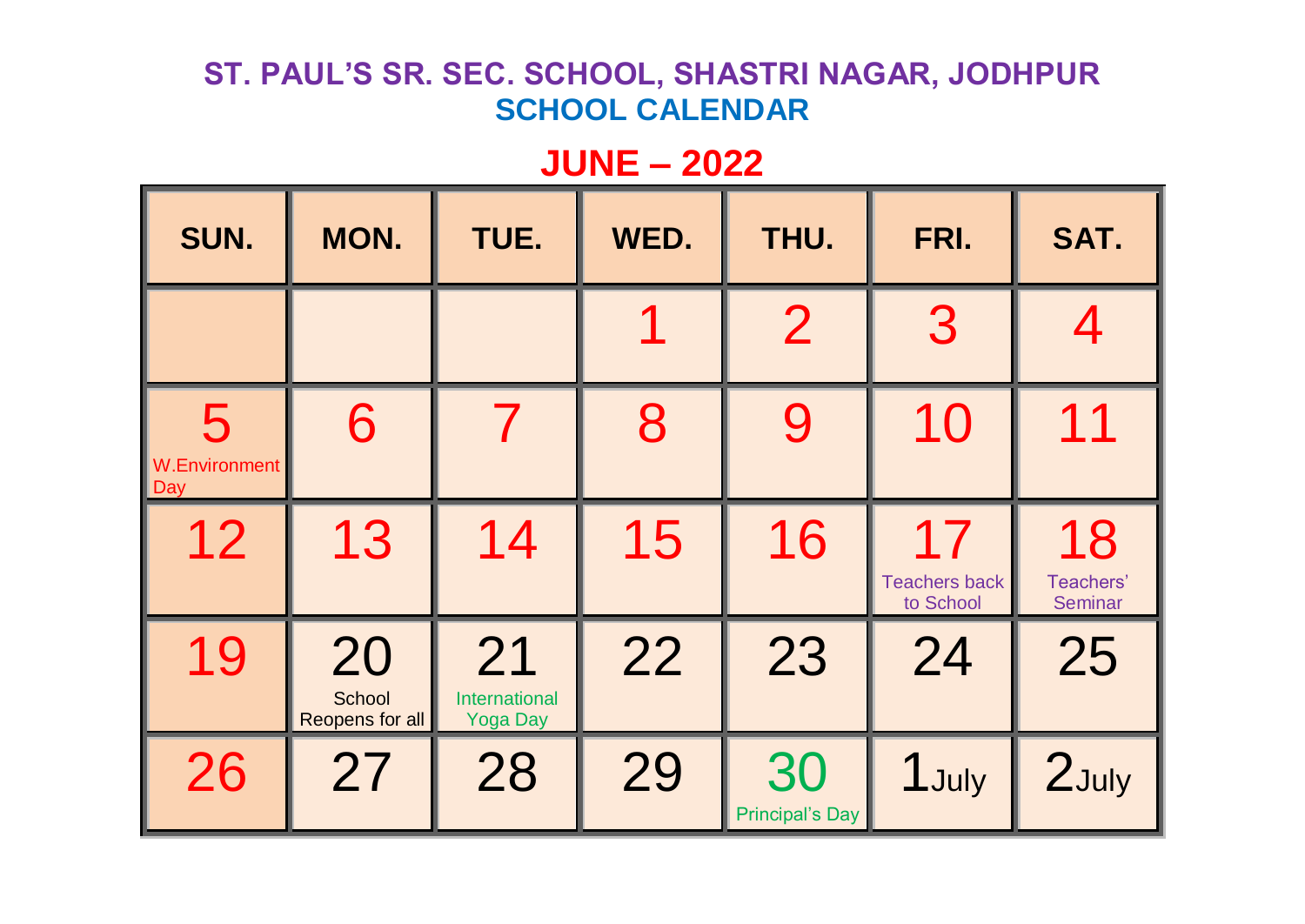# ST. PAUL'S SR. SEC. SCHOOL, SHASTRI NAGAR, JODHPUR

## SCHOOL CALENDAR

## JUNE – 2022

| SUN. | MON. | TUE. | WED. | THU. | FRI. | SAT. |
|---|---|---|---|---|---|---|
| | | | 1 | 2 | 3 | 4 |
| 5 W.Environment Day | 6 | 7 | 8 | 9 | 10 | 11 |
| 12 | 13 | 14 | 15 | 16 | 17 Teachers back to School | 18 Teachers' Seminar |
| 19 | 20 School Reopens for all | 21 International Yoga Day | 22 | 23 | 24 | 25 |
| 26 | 27 | 28 | 29 | 30 Principal's Day | 1July | 2July |